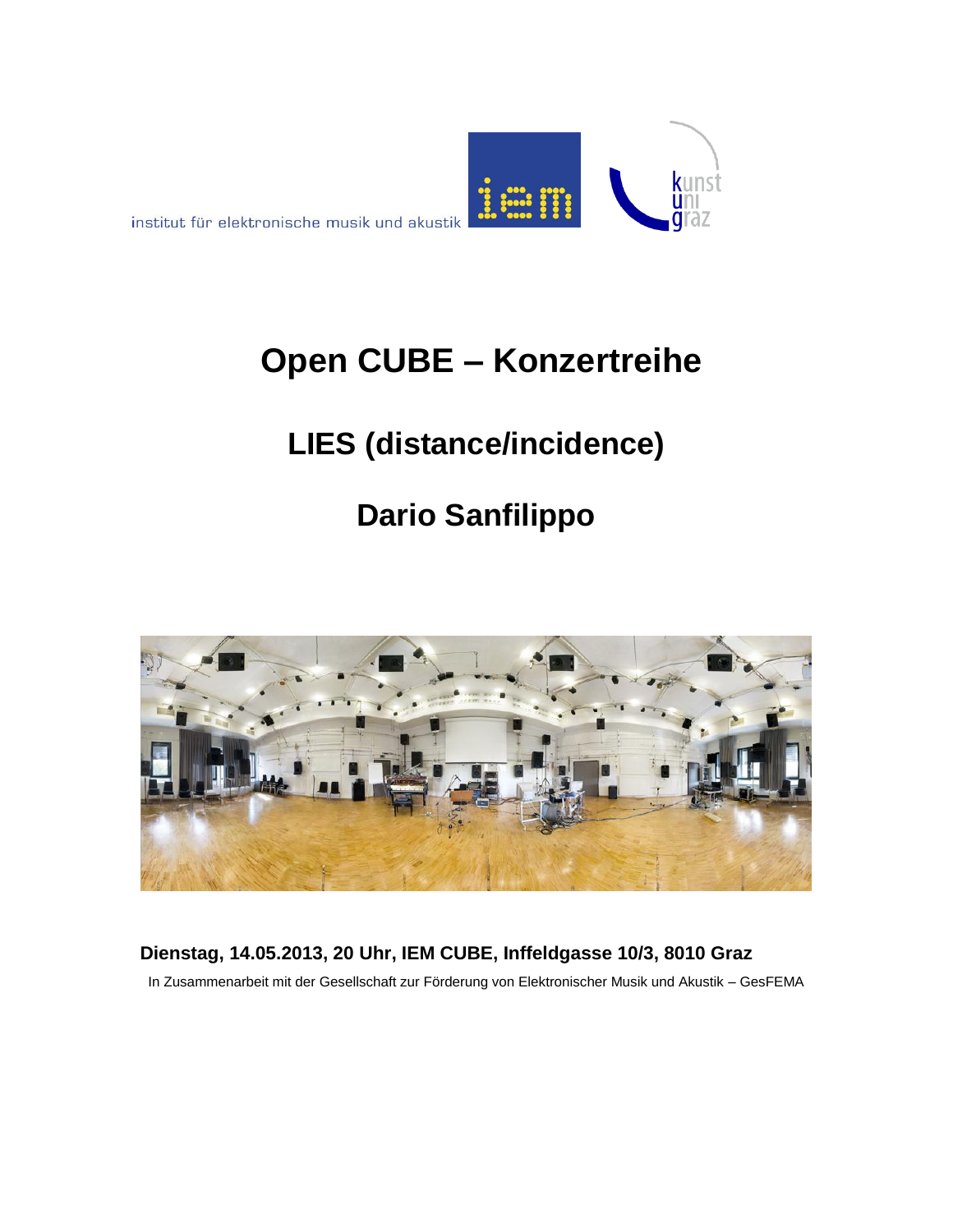institut für elektronische musik und akustik

# Open CUBE – Konzertreihe

## LIES (distance/incidence)

## Dario Sanfilippo

**Dienstag, 14.05.2013, 20 Uhr, IEM CUBE, Inffeldgasse 10/3, 8010 Graz**

In Zusammenarbeit mit der Gesellschaft zur Förderung von Elektronischer Musik und Akustik – GesFEMA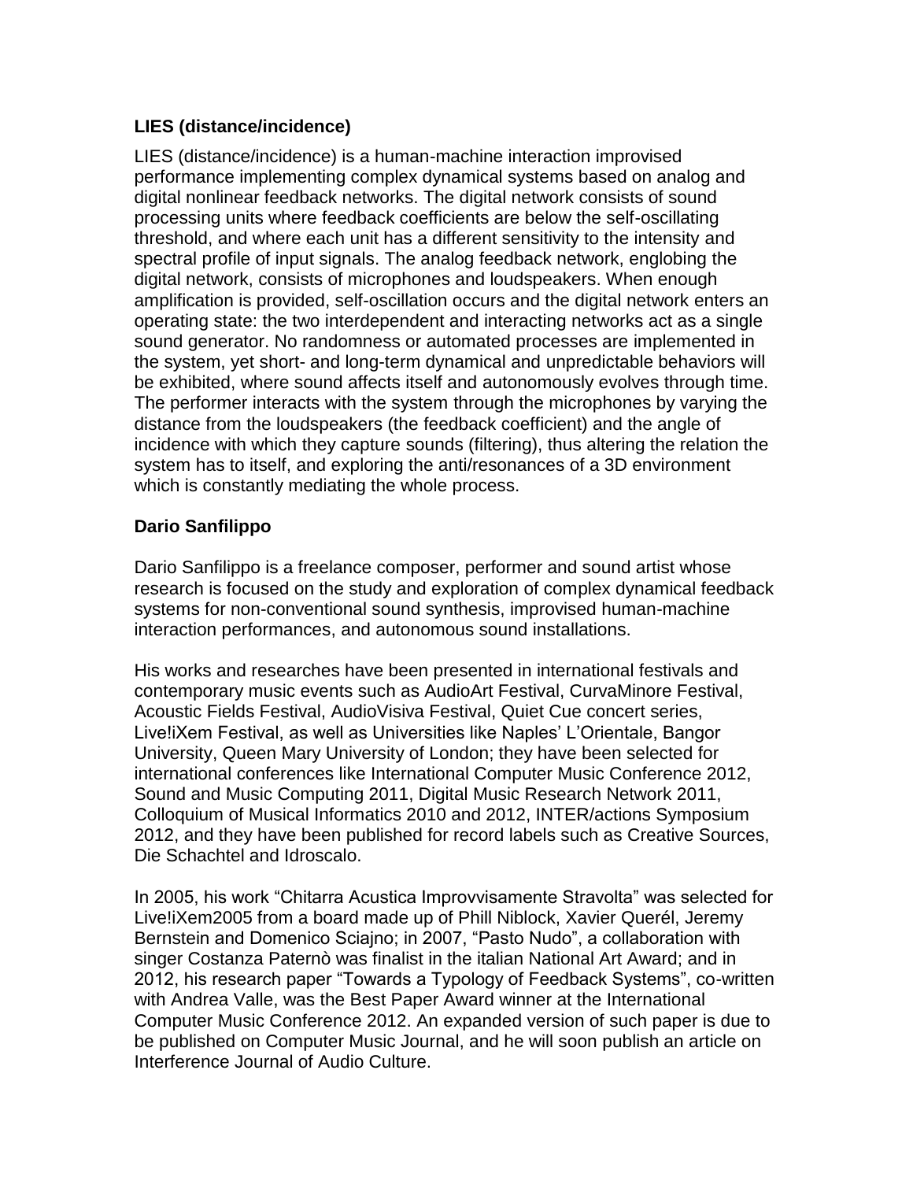**LIES (distance/incidence)**

LIES (distance/incidence) is a human-machine interaction improvised performance implementing complex dynamical systems based on analog and digital nonlinear feedback networks. The digital network consists of sound processing units where feedback coefficients are below the self-oscillating threshold, and where each unit has a different sensitivity to the intensity and spectral profile of input signals. The analog feedback network, englobing the digital network, consists of microphones and loudspeakers. When enough amplification is provided, self-oscillation occurs and the digital network enters an operating state: the two interdependent and interacting networks act as a single sound generator. No randomness or automated processes are implemented in the system, yet short- and long-term dynamical and unpredictable behaviors will be exhibited, where sound affects itself and autonomously evolves through time. The performer interacts with the system through the microphones by varying the distance from the loudspeakers (the feedback coefficient) and the angle of incidence with which they capture sounds (filtering), thus altering the relation the system has to itself, and exploring the anti/resonances of a 3D environment which is constantly mediating the whole process.

**Dario Sanfilippo**

Dario Sanfilippo is a freelance composer, performer and sound artist whose research is focused on the study and exploration of complex dynamical feedback systems for non-conventional sound synthesis, improvised human-machine interaction performances, and autonomous sound installations.

His works and researches have been presented in international festivals and contemporary music events such as AudioArt Festival, CurvaMinore Festival, Acoustic Fields Festival, AudioVisiva Festival, Quiet Cue concert series, Live!iXem Festival, as well as Universities like Naples' L'Orientale, Bangor University, Queen Mary University of London; they have been selected for international conferences like International Computer Music Conference 2012, Sound and Music Computing 2011, Digital Music Research Network 2011, Colloquium of Musical Informatics 2010 and 2012, INTER/actions Symposium 2012, and they have been published for record labels such as Creative Sources, Die Schachtel and Idroscalo.

In 2005, his work "Chitarra Acustica Improvvisamente Stravolta" was selected for Live!iXem2005 from a board made up of Phill Niblock, Xavier Querél, Jeremy Bernstein and Domenico Sciajno; in 2007, "Pasto Nudo", a collaboration with singer Costanza Paternò was finalist in the italian National Art Award; and in 2012, his research paper "Towards a Typology of Feedback Systems", co-written with Andrea Valle, was the Best Paper Award winner at the International Computer Music Conference 2012. An expanded version of such paper is due to be published on Computer Music Journal, and he will soon publish an article on Interference Journal of Audio Culture.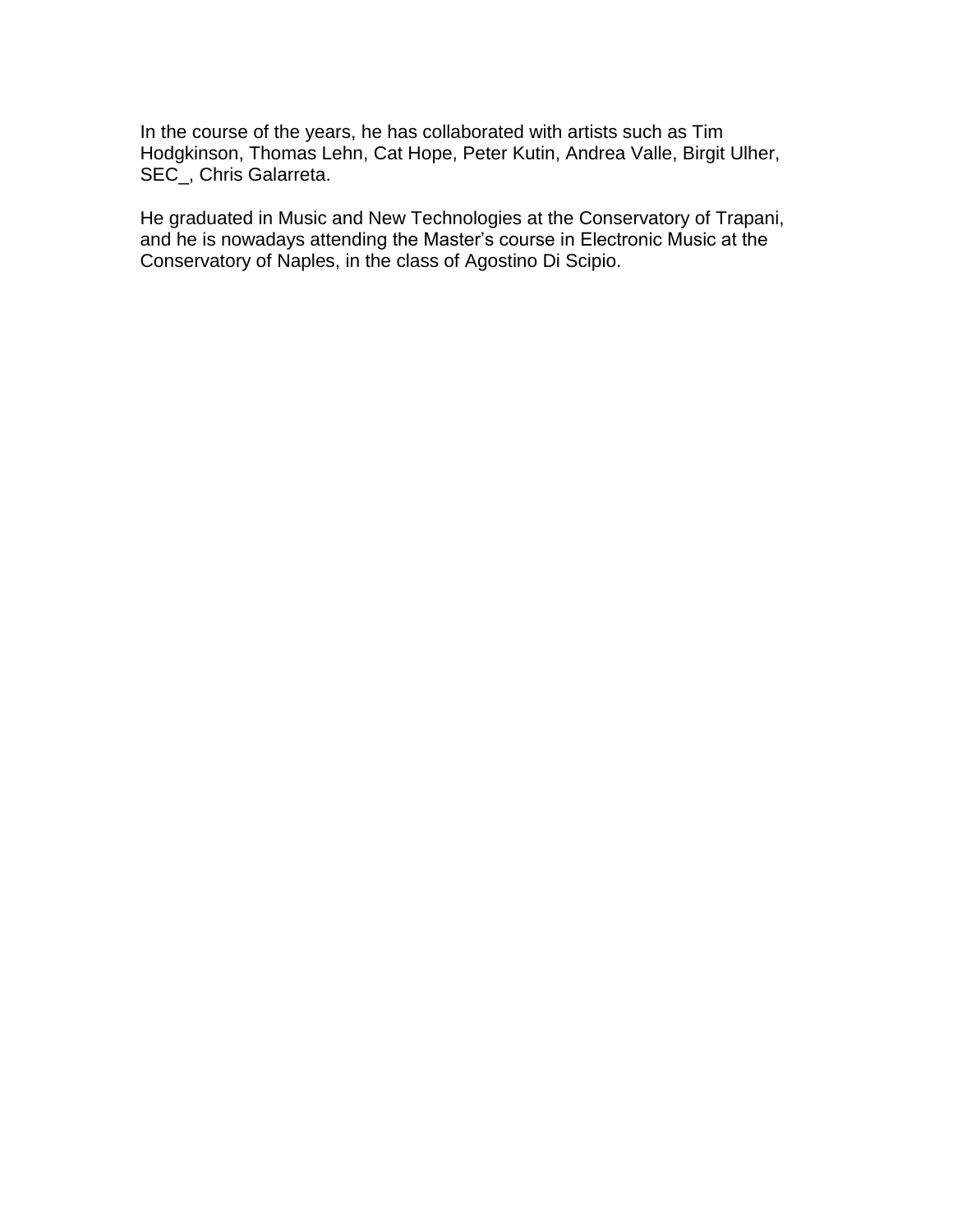In the course of the years, he has collaborated with artists such as Tim Hodgkinson, Thomas Lehn, Cat Hope, Peter Kutin, Andrea Valle, Birgit Ulher, SEC_, Chris Galarreta.

He graduated in Music and New Technologies at the Conservatory of Trapani, and he is nowadays attending the Master's course in Electronic Music at the Conservatory of Naples, in the class of Agostino Di Scipio.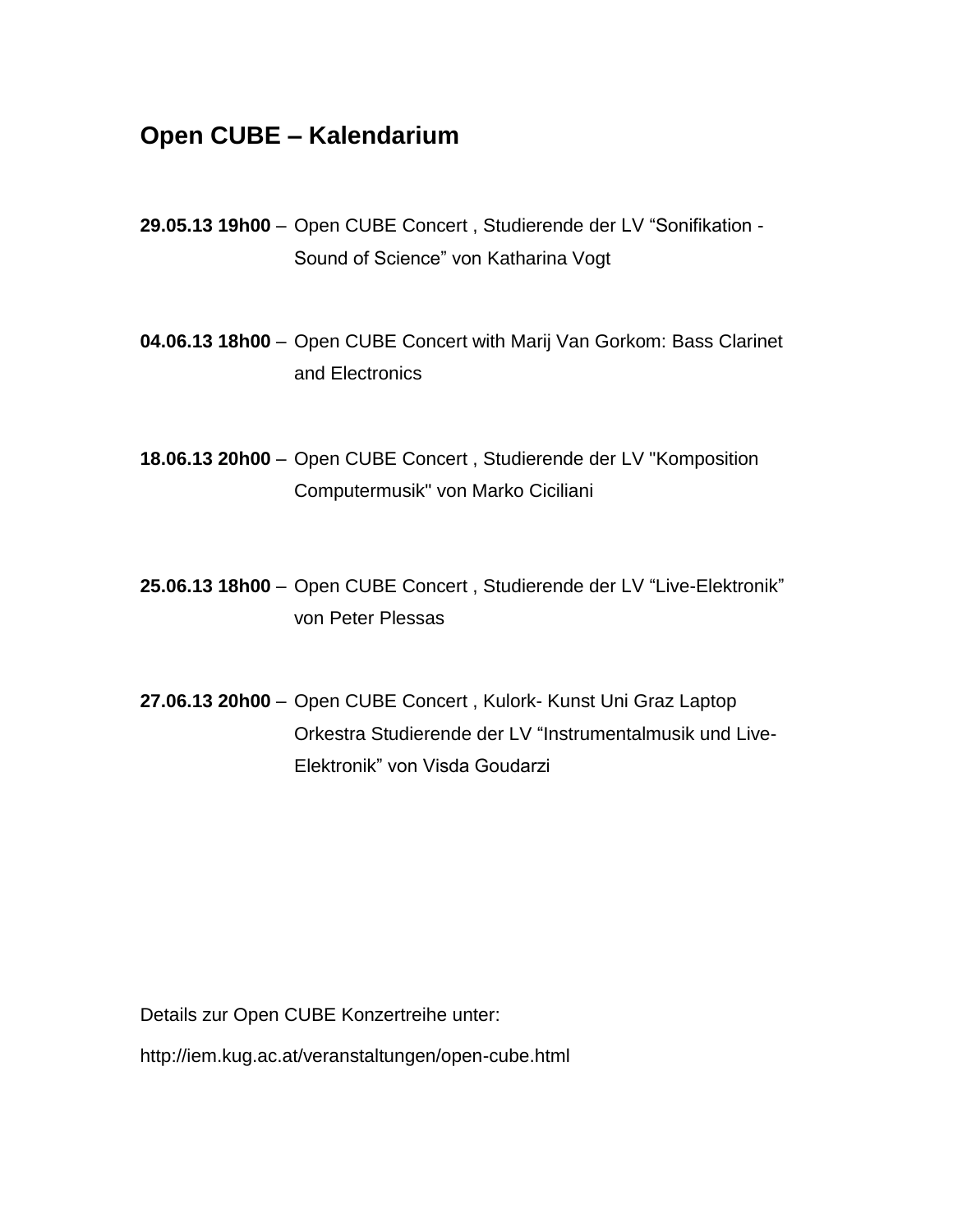# Open CUBE – Kalendarium

**29.05.13 19h00** – Open CUBE Concert , Studierende der LV “Sonifikation - Sound of Science” von Katharina Vogt

**04.06.13 18h00** – Open CUBE Concert with Marij Van Gorkom: Bass Clarinet and Electronics

**18.06.13 20h00** – Open CUBE Concert , Studierende der LV "Komposition Computermusik" von Marko Ciciliani

**25.06.13 18h00** – Open CUBE Concert , Studierende der LV “Live-Elektronik” von Peter Plessas

**27.06.13 20h00** – Open CUBE Concert , Kulork- Kunst Uni Graz Laptop Orkestra Studierende der LV “Instrumentalmusik und Live-Elektronik” von Visda Goudarzi

Details zur Open CUBE Konzertreihe unter:

http://iem.kug.ac.at/veranstaltungen/open-cube.html